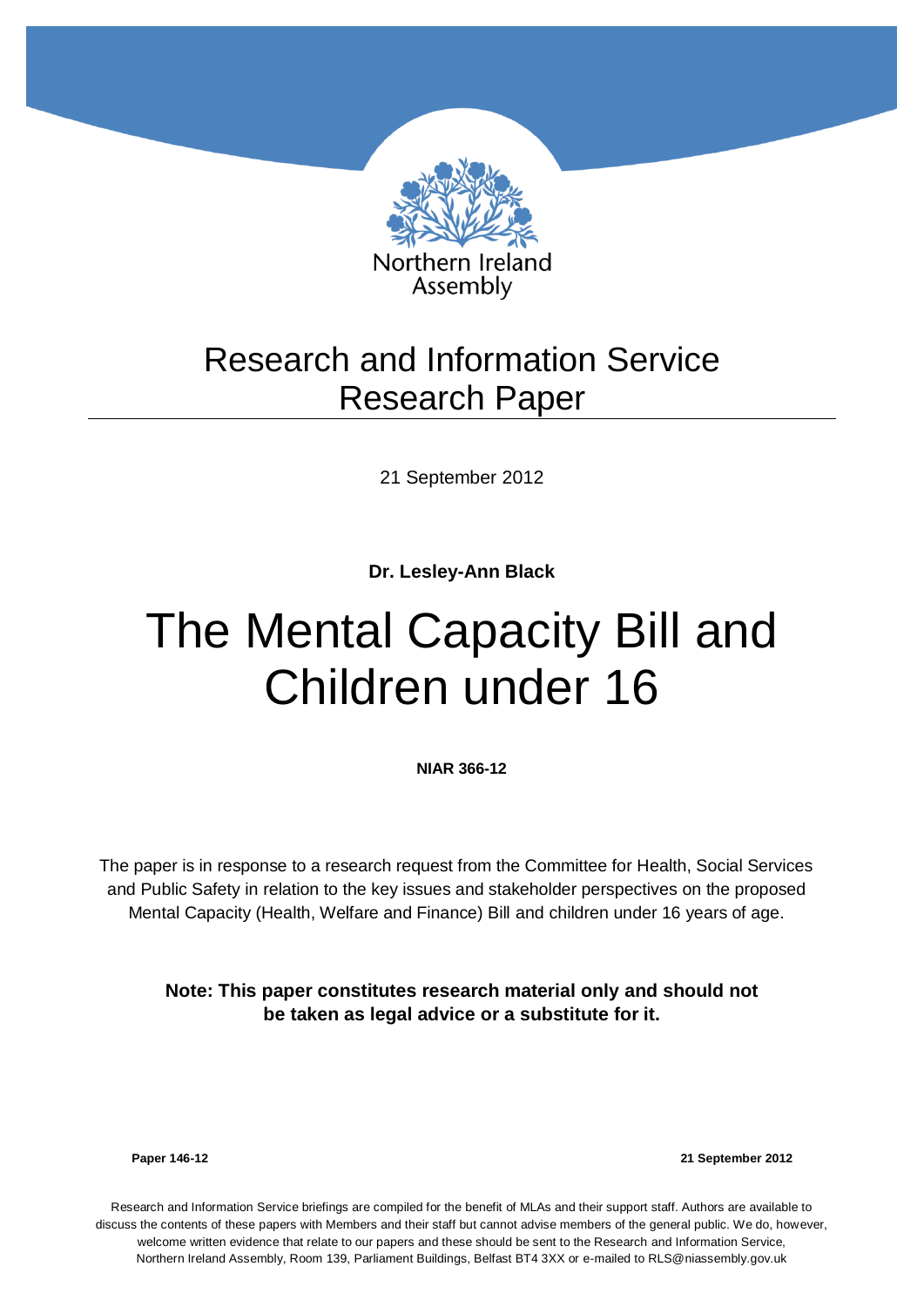Northern Ireland Assembly

# Research and Information Service Research Paper

21 September 2012

**Dr. Lesley-Ann Black**

# The Mental Capacity Bill and Children under 16

**NIAR 366-12**

The paper is in response to a research request from the Committee for Health, Social Services and Public Safety in relation to the key issues and stakeholder perspectives on the proposed Mental Capacity (Health, Welfare and Finance) Bill and children under 16 years of age.

**Note: This paper constitutes research material only and should not be taken as legal advice or a substitute for it.**

**Paper 146-12** **21 September 2012**

Research and Information Service briefings are compiled for the benefit of MLAs and their support staff. Authors are available to discuss the contents of these papers with Members and their staff but cannot advise members of the general public. We do, however, welcome written evidence that relate to our papers and these should be sent to the Research and Information Service, Northern Ireland Assembly, Room 139, Parliament Buildings, Belfast BT4 3XX or e-mailed to RLS@niassembly.gov.uk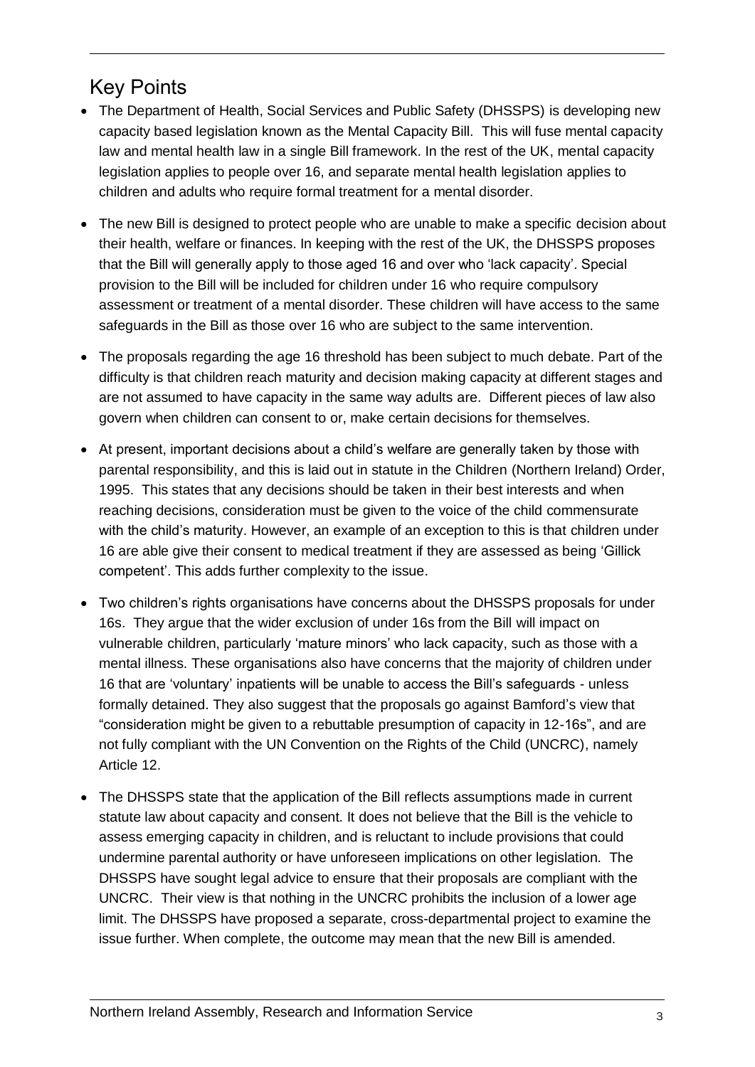## Key Points

- The Department of Health, Social Services and Public Safety (DHSSPS) is developing new capacity based legislation known as the Mental Capacity Bill. This will fuse mental capacity law and mental health law in a single Bill framework. In the rest of the UK, mental capacity legislation applies to people over 16, and separate mental health legislation applies to children and adults who require formal treatment for a mental disorder.
- The new Bill is designed to protect people who are unable to make a specific decision about their health, welfare or finances. In keeping with the rest of the UK, the DHSSPS proposes that the Bill will generally apply to those aged 16 and over who 'lack capacity'. Special provision to the Bill will be included for children under 16 who require compulsory assessment or treatment of a mental disorder. These children will have access to the same safeguards in the Bill as those over 16 who are subject to the same intervention.
- The proposals regarding the age 16 threshold has been subject to much debate. Part of the difficulty is that children reach maturity and decision making capacity at different stages and are not assumed to have capacity in the same way adults are. Different pieces of law also govern when children can consent to or, make certain decisions for themselves.
- At present, important decisions about a child's welfare are generally taken by those with parental responsibility, and this is laid out in statute in the Children (Northern Ireland) Order, 1995. This states that any decisions should be taken in their best interests and when reaching decisions, consideration must be given to the voice of the child commensurate with the child's maturity. However, an example of an exception to this is that children under 16 are able give their consent to medical treatment if they are assessed as being 'Gillick competent'. This adds further complexity to the issue.
- Two children's rights organisations have concerns about the DHSSPS proposals for under 16s. They argue that the wider exclusion of under 16s from the Bill will impact on vulnerable children, particularly 'mature minors' who lack capacity, such as those with a mental illness. These organisations also have concerns that the majority of children under 16 that are 'voluntary' inpatients will be unable to access the Bill's safeguards - unless formally detained. They also suggest that the proposals go against Bamford's view that "consideration might be given to a rebuttable presumption of capacity in 12-16s", and are not fully compliant with the UN Convention on the Rights of the Child (UNCRC), namely Article 12.
- The DHSSPS state that the application of the Bill reflects assumptions made in current statute law about capacity and consent. It does not believe that the Bill is the vehicle to assess emerging capacity in children, and is reluctant to include provisions that could undermine parental authority or have unforeseen implications on other legislation. The DHSSPS have sought legal advice to ensure that their proposals are compliant with the UNCRC. Their view is that nothing in the UNCRC prohibits the inclusion of a lower age limit. The DHSSPS have proposed a separate, cross-departmental project to examine the issue further. When complete, the outcome may mean that the new Bill is amended.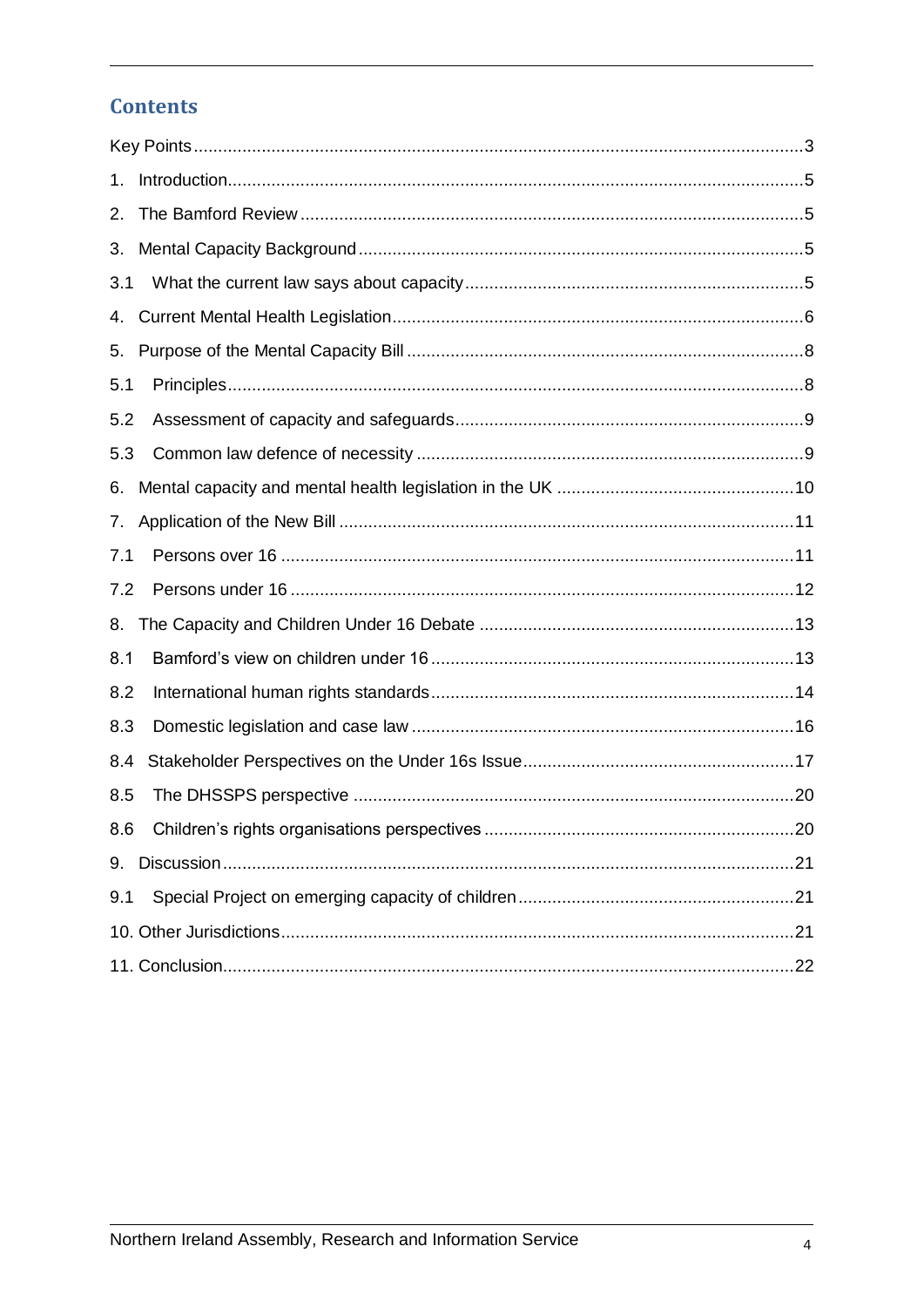## Contents

Key Points.....3

1. Introduction.....5

2. The Bamford Review.....5

3. Mental Capacity Background.....5

3.1 What the current law says about capacity.....5

4. Current Mental Health Legislation.....6

5. Purpose of the Mental Capacity Bill.....8

5.1 Principles.....8

5.2 Assessment of capacity and safeguards.....9

5.3 Common law defence of necessity.....9

6. Mental capacity and mental health legislation in the UK.....10

7. Application of the New Bill.....11

7.1 Persons over 16.....11

7.2 Persons under 16.....12

8. The Capacity and Children Under 16 Debate.....13

8.1 Bamford's view on children under 16.....13

8.2 International human rights standards.....14

8.3 Domestic legislation and case law.....16

8.4 Stakeholder Perspectives on the Under 16s Issue.....17

8.5 The DHSSPS perspective.....20

8.6 Children's rights organisations perspectives.....20

9. Discussion.....21

9.1 Special Project on emerging capacity of children.....21

10. Other Jurisdictions.....21

11. Conclusion.....22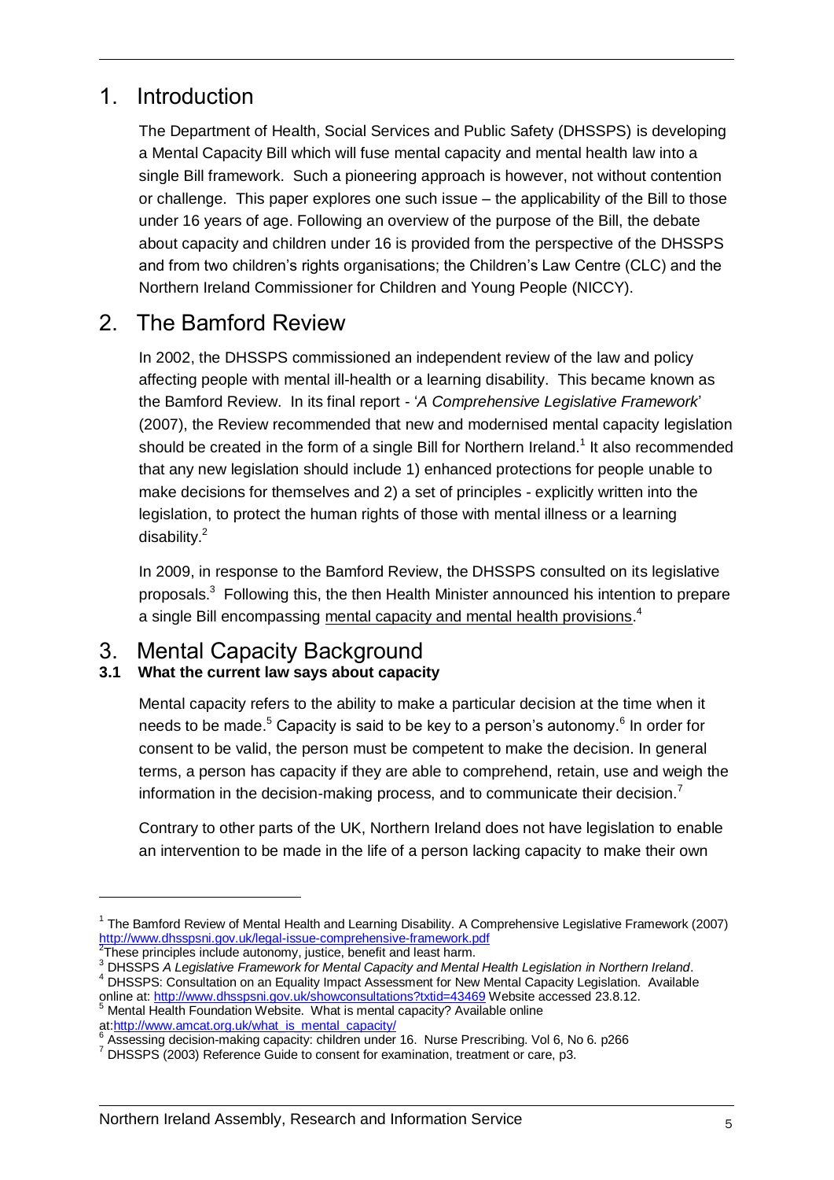## 1. Introduction

The Department of Health, Social Services and Public Safety (DHSSPS) is developing a Mental Capacity Bill which will fuse mental capacity and mental health law into a single Bill framework. Such a pioneering approach is however, not without contention or challenge. This paper explores one such issue – the applicability of the Bill to those under 16 years of age. Following an overview of the purpose of the Bill, the debate about capacity and children under 16 is provided from the perspective of the DHSSPS and from two children's rights organisations; the Children's Law Centre (CLC) and the Northern Ireland Commissioner for Children and Young People (NICCY).

## 2. The Bamford Review

In 2002, the DHSSPS commissioned an independent review of the law and policy affecting people with mental ill-health or a learning disability. This became known as the Bamford Review. In its final report - '*A Comprehensive Legislative Framework*' (2007), the Review recommended that new and modernised mental capacity legislation should be created in the form of a single Bill for Northern Ireland.[1] It also recommended that any new legislation should include 1) enhanced protections for people unable to make decisions for themselves and 2) a set of principles - explicitly written into the legislation, to protect the human rights of those with mental illness or a learning disability.[2]

In 2009, in response to the Bamford Review, the DHSSPS consulted on its legislative proposals.[3] Following this, the then Health Minister announced his intention to prepare a single Bill encompassing mental capacity and mental health provisions.[4]

## 3. Mental Capacity Background

### 3.1 What the current law says about capacity

Mental capacity refers to the ability to make a particular decision at the time when it needs to be made.[5] Capacity is said to be key to a person's autonomy.[6] In order for consent to be valid, the person must be competent to make the decision. In general terms, a person has capacity if they are able to comprehend, retain, use and weigh the information in the decision-making process, and to communicate their decision.[7]

Contrary to other parts of the UK, Northern Ireland does not have legislation to enable an intervention to be made in the life of a person lacking capacity to make their own

---

[1] The Bamford Review of Mental Health and Learning Disability. A Comprehensive Legislative Framework (2007) http://www.dhsspsni.gov.uk/legal-issue-comprehensive-framework.pdf

[2] These principles include autonomy, justice, benefit and least harm.

[3] DHSSPS *A Legislative Framework for Mental Capacity and Mental Health Legislation in Northern Ireland*.

[4] DHSSPS: Consultation on an Equality Impact Assessment for New Mental Capacity Legislation. Available online at: http://www.dhsspsni.gov.uk/showconsultations?txtid=43469 Website accessed 23.8.12.

[5] Mental Health Foundation Website. What is mental capacity? Available online at:http://www.amcat.org.uk/what_is_mental_capacity/

[6] Assessing decision-making capacity: children under 16. Nurse Prescribing. Vol 6, No 6. p266

[7] DHSSPS (2003) Reference Guide to consent for examination, treatment or care, p3.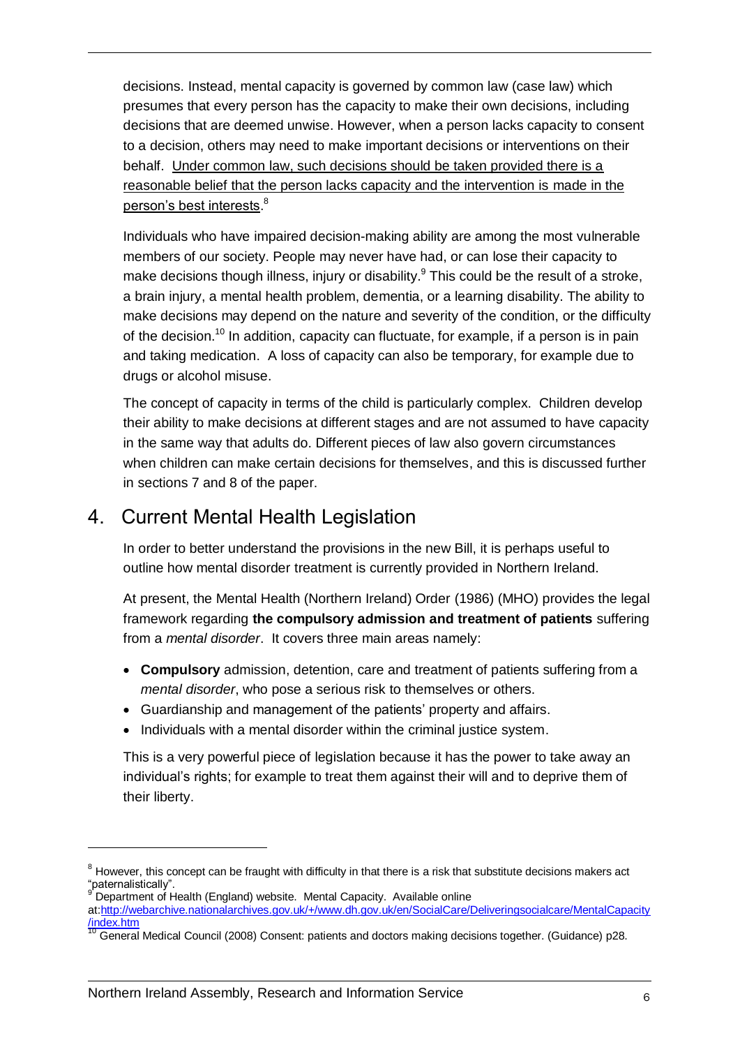decisions. Instead, mental capacity is governed by common law (case law) which presumes that every person has the capacity to make their own decisions, including decisions that are deemed unwise. However, when a person lacks capacity to consent to a decision, others may need to make important decisions or interventions on their behalf. <u>Under common law, such decisions should be taken provided there is a reasonable belief that the person lacks capacity and the intervention is made in the person's best interests</u>.[8]

Individuals who have impaired decision-making ability are among the most vulnerable members of our society. People may never have had, or can lose their capacity to make decisions though illness, injury or disability.[9] This could be the result of a stroke, a brain injury, a mental health problem, dementia, or a learning disability. The ability to make decisions may depend on the nature and severity of the condition, or the difficulty of the decision.[10] In addition, capacity can fluctuate, for example, if a person is in pain and taking medication. A loss of capacity can also be temporary, for example due to drugs or alcohol misuse.

The concept of capacity in terms of the child is particularly complex. Children develop their ability to make decisions at different stages and are not assumed to have capacity in the same way that adults do. Different pieces of law also govern circumstances when children can make certain decisions for themselves, and this is discussed further in sections 7 and 8 of the paper.

## 4. Current Mental Health Legislation

In order to better understand the provisions in the new Bill, it is perhaps useful to outline how mental disorder treatment is currently provided in Northern Ireland.

At present, the Mental Health (Northern Ireland) Order (1986) (MHO) provides the legal framework regarding **the compulsory admission and treatment of patients** suffering from a *mental disorder*. It covers three main areas namely:

- **Compulsory** admission, detention, care and treatment of patients suffering from a *mental disorder*, who pose a serious risk to themselves or others.
- Guardianship and management of the patients' property and affairs.
- Individuals with a mental disorder within the criminal justice system.

This is a very powerful piece of legislation because it has the power to take away an individual's rights; for example to treat them against their will and to deprive them of their liberty.

---

[8] However, this concept can be fraught with difficulty in that there is a risk that substitute decisions makers act "paternalistically".

[9] Department of Health (England) website. Mental Capacity. Available online at:http://webarchive.nationalarchives.gov.uk/+/www.dh.gov.uk/en/SocialCare/Deliveringsocialcare/MentalCapacity/index.htm

[10] General Medical Council (2008) Consent: patients and doctors making decisions together. (Guidance) p28.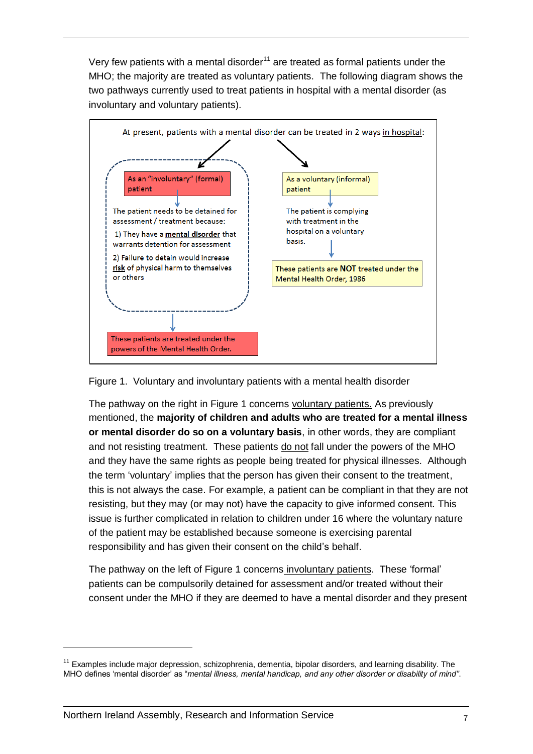Very few patients with a mental disorder[11] are treated as formal patients under the MHO; the majority are treated as voluntary patients. The following diagram shows the two pathways currently used to treat patients in hospital with a mental disorder (as involuntary and voluntary patients).

At present, patients with a mental disorder can be treated in 2 ways in hospital:

**Left pathway:**

As an "involuntary" (formal) patient

The patient needs to be detained for assessment / treatment because:

1) They have a **mental disorder** that warrants detention for assessment

2) Failure to detain would increase **risk** of physical harm to themselves or others

These patients are treated under the powers of the Mental Health Order.

**Right pathway:**

As a voluntary (informal) patient

The patient is complying with treatment in the hospital on a voluntary basis.

These patients are **NOT** treated under the Mental Health Order, 1986

Figure 1. Voluntary and involuntary patients with a mental health disorder

The pathway on the right in Figure 1 concerns voluntary patients. As previously mentioned, the **majority of children and adults who are treated for a mental illness or mental disorder do so on a voluntary basis**, in other words, they are compliant and not resisting treatment. These patients do not fall under the powers of the MHO and they have the same rights as people being treated for physical illnesses. Although the term 'voluntary' implies that the person has given their consent to the treatment, this is not always the case. For example, a patient can be compliant in that they are not resisting, but they may (or may not) have the capacity to give informed consent. This issue is further complicated in relation to children under 16 where the voluntary nature of the patient may be established because someone is exercising parental responsibility and has given their consent on the child's behalf.

The pathway on the left of Figure 1 concerns involuntary patients. These 'formal' patients can be compulsorily detained for assessment and/or treated without their consent under the MHO if they are deemed to have a mental disorder and they present

[11] Examples include major depression, schizophrenia, dementia, bipolar disorders, and learning disability. The MHO defines 'mental disorder' as "*mental illness, mental handicap, and any other disorder or disability of mind*".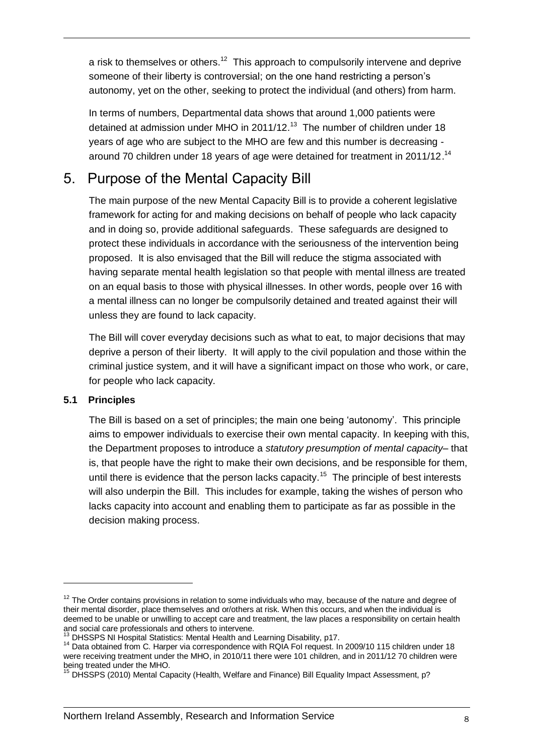a risk to themselves or others.[12] This approach to compulsorily intervene and deprive someone of their liberty is controversial; on the one hand restricting a person's autonomy, yet on the other, seeking to protect the individual (and others) from harm.

In terms of numbers, Departmental data shows that around 1,000 patients were detained at admission under MHO in 2011/12.[13] The number of children under 18 years of age who are subject to the MHO are few and this number is decreasing - around 70 children under 18 years of age were detained for treatment in 2011/12.[14]

## 5. Purpose of the Mental Capacity Bill

The main purpose of the new Mental Capacity Bill is to provide a coherent legislative framework for acting for and making decisions on behalf of people who lack capacity and in doing so, provide additional safeguards. These safeguards are designed to protect these individuals in accordance with the seriousness of the intervention being proposed. It is also envisaged that the Bill will reduce the stigma associated with having separate mental health legislation so that people with mental illness are treated on an equal basis to those with physical illnesses. In other words, people over 16 with a mental illness can no longer be compulsorily detained and treated against their will unless they are found to lack capacity.

The Bill will cover everyday decisions such as what to eat, to major decisions that may deprive a person of their liberty. It will apply to the civil population and those within the criminal justice system, and it will have a significant impact on those who work, or care, for people who lack capacity.

### 5.1 Principles

The Bill is based on a set of principles; the main one being 'autonomy'. This principle aims to empower individuals to exercise their own mental capacity. In keeping with this, the Department proposes to introduce a *statutory presumption of mental capacity*– that is, that people have the right to make their own decisions, and be responsible for them, until there is evidence that the person lacks capacity.[15] The principle of best interests will also underpin the Bill. This includes for example, taking the wishes of person who lacks capacity into account and enabling them to participate as far as possible in the decision making process.

---

[12] The Order contains provisions in relation to some individuals who may, because of the nature and degree of their mental disorder, place themselves and or/others at risk. When this occurs, and when the individual is deemed to be unable or unwilling to accept care and treatment, the law places a responsibility on certain health and social care professionals and others to intervene.

[13] DHSSPS NI Hospital Statistics: Mental Health and Learning Disability, p17.

[14] Data obtained from C. Harper via correspondence with RQIA FoI request. In 2009/10 115 children under 18 were receiving treatment under the MHO, in 2010/11 there were 101 children, and in 2011/12 70 children were being treated under the MHO.

[15] DHSSPS (2010) Mental Capacity (Health, Welfare and Finance) Bill Equality Impact Assessment, p?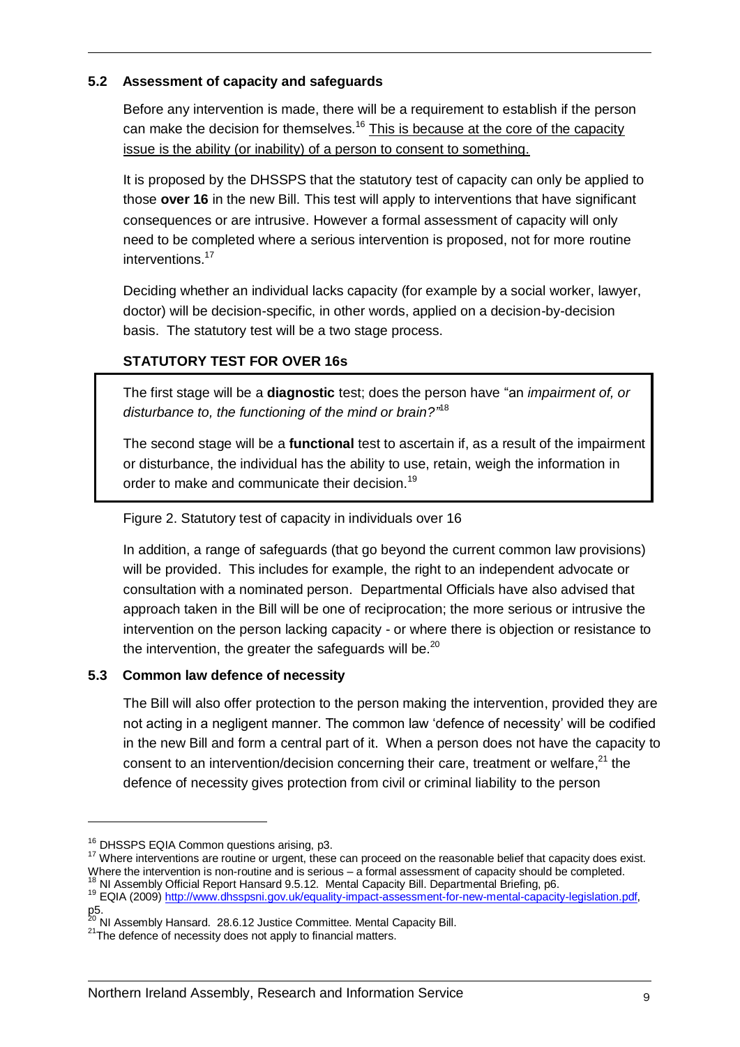### 5.2 Assessment of capacity and safeguards

Before any intervention is made, there will be a requirement to establish if the person can make the decision for themselves.[16] This is because at the core of the capacity issue is the ability (or inability) of a person to consent to something.

It is proposed by the DHSSPS that the statutory test of capacity can only be applied to those **over 16** in the new Bill. This test will apply to interventions that have significant consequences or are intrusive. However a formal assessment of capacity will only need to be completed where a serious intervention is proposed, not for more routine interventions.[17]

Deciding whether an individual lacks capacity (for example by a social worker, lawyer, doctor) will be decision-specific, in other words, applied on a decision-by-decision basis. The statutory test will be a two stage process.

**STATUTORY TEST FOR OVER 16s**

> The first stage will be a **diagnostic** test; does the person have "an *impairment of, or disturbance to, the functioning of the mind or brain?*"[18]
>
> The second stage will be a **functional** test to ascertain if, as a result of the impairment or disturbance, the individual has the ability to use, retain, weigh the information in order to make and communicate their decision.[19]

Figure 2. Statutory test of capacity in individuals over 16

In addition, a range of safeguards (that go beyond the current common law provisions) will be provided. This includes for example, the right to an independent advocate or consultation with a nominated person. Departmental Officials have also advised that approach taken in the Bill will be one of reciprocation; the more serious or intrusive the intervention on the person lacking capacity - or where there is objection or resistance to the intervention, the greater the safeguards will be.[20]

### 5.3 Common law defence of necessity

The Bill will also offer protection to the person making the intervention, provided they are not acting in a negligent manner. The common law 'defence of necessity' will be codified in the new Bill and form a central part of it. When a person does not have the capacity to consent to an intervention/decision concerning their care, treatment or welfare,[21] the defence of necessity gives protection from civil or criminal liability to the person

---

[16] DHSSPS EQIA Common questions arising, p3.

[17] Where interventions are routine or urgent, these can proceed on the reasonable belief that capacity does exist. Where the intervention is non-routine and is serious – a formal assessment of capacity should be completed.

[18] NI Assembly Official Report Hansard 9.5.12. Mental Capacity Bill. Departmental Briefing, p6.

[19] EQIA (2009) http://www.dhsspsni.gov.uk/equality-impact-assessment-for-new-mental-capacity-legislation.pdf, p5.

[20] NI Assembly Hansard. 28.6.12 Justice Committee. Mental Capacity Bill.

[21] The defence of necessity does not apply to financial matters.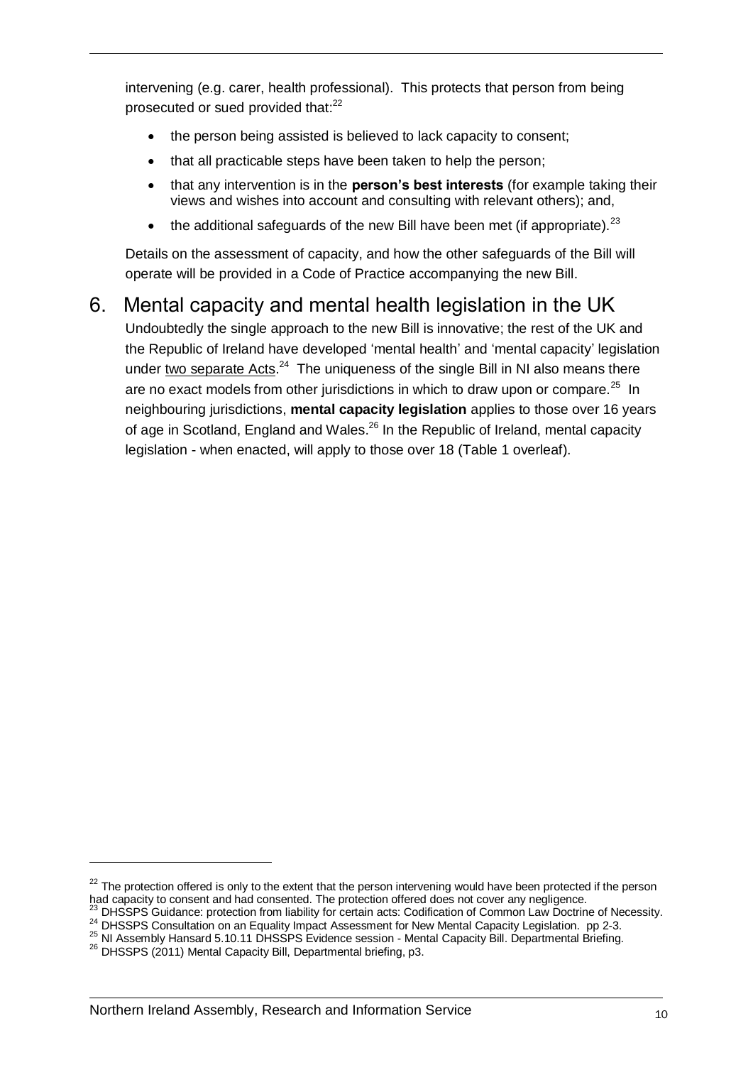intervening (e.g. carer, health professional). This protects that person from being prosecuted or sued provided that:[22]

- the person being assisted is believed to lack capacity to consent;
- that all practicable steps have been taken to help the person;
- that any intervention is in the **person's best interests** (for example taking their views and wishes into account and consulting with relevant others); and,
- the additional safeguards of the new Bill have been met (if appropriate).[23]

Details on the assessment of capacity, and how the other safeguards of the Bill will operate will be provided in a Code of Practice accompanying the new Bill.

## 6. Mental capacity and mental health legislation in the UK

Undoubtedly the single approach to the new Bill is innovative; the rest of the UK and the Republic of Ireland have developed 'mental health' and 'mental capacity' legislation under two separate Acts.[24] The uniqueness of the single Bill in NI also means there are no exact models from other jurisdictions in which to draw upon or compare.[25] In neighbouring jurisdictions, **mental capacity legislation** applies to those over 16 years of age in Scotland, England and Wales.[26] In the Republic of Ireland, mental capacity legislation - when enacted, will apply to those over 18 (Table 1 overleaf).

---

[22] The protection offered is only to the extent that the person intervening would have been protected if the person had capacity to consent and had consented. The protection offered does not cover any negligence.
[23] DHSSPS Guidance: protection from liability for certain acts: Codification of Common Law Doctrine of Necessity.
[24] DHSSPS Consultation on an Equality Impact Assessment for New Mental Capacity Legislation. pp 2-3.
[25] NI Assembly Hansard 5.10.11 DHSSPS Evidence session - Mental Capacity Bill. Departmental Briefing.
[26] DHSSPS (2011) Mental Capacity Bill, Departmental briefing, p3.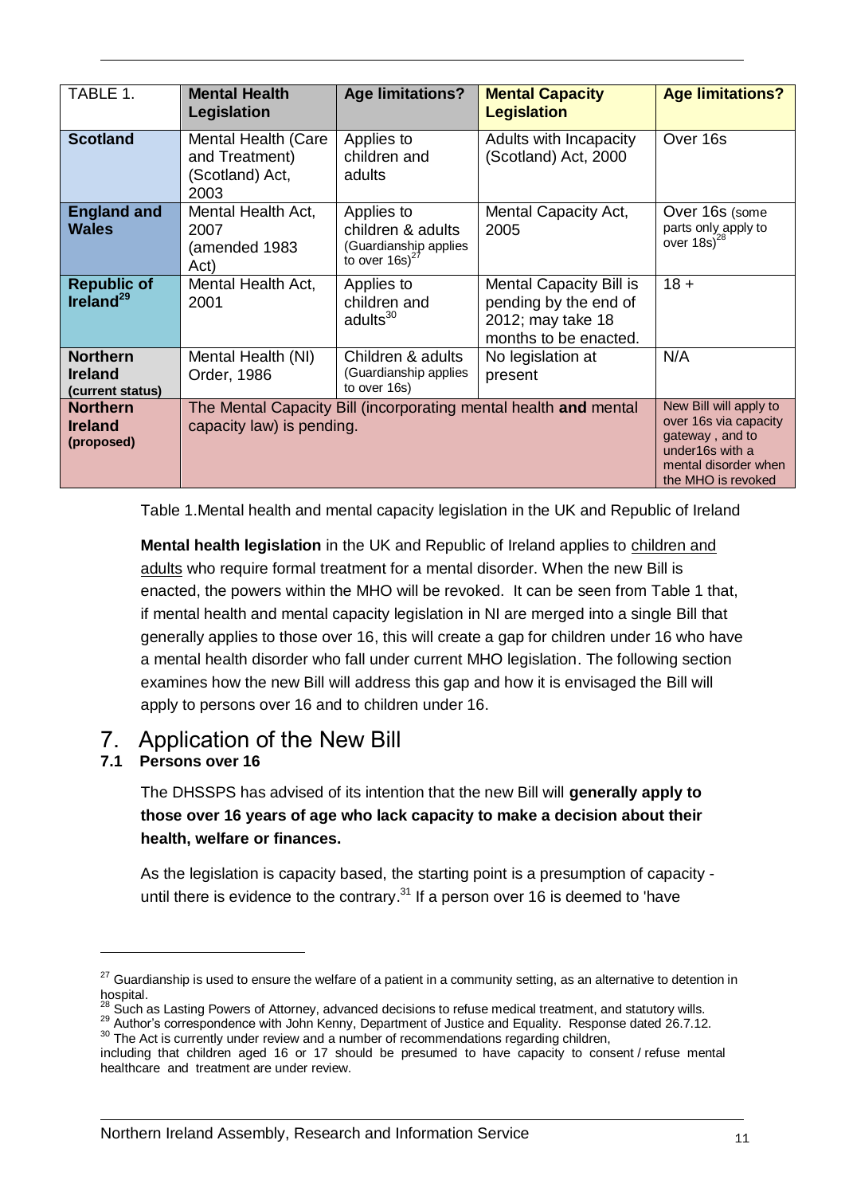| TABLE 1. | Mental Health Legislation | Age limitations? | Mental Capacity Legislation | Age limitations? |
|---|---|---|---|---|
| **Scotland** | Mental Health (Care and Treatment) (Scotland) Act, 2003 | Applies to children and adults | Adults with Incapacity (Scotland) Act, 2000 | Over 16s |
| **England and Wales** | Mental Health Act, 2007 (amended 1983 Act) | Applies to children & adults (Guardianship applies to over 16s)[27] | Mental Capacity Act, 2005 | Over 16s (some parts only apply to over 18s)[28] |
| **Republic of Ireland**[29] | Mental Health Act, 2001 | Applies to children and adults[30] | Mental Capacity Bill is pending by the end of 2012; may take 18 months to be enacted. | 18 + |
| **Northern Ireland (current status)** | Mental Health (NI) Order, 1986 | Children & adults (Guardianship applies to over 16s) | No legislation at present | N/A |
| **Northern Ireland (proposed)** | The Mental Capacity Bill (incorporating mental health **and** mental capacity law) is pending. | | | New Bill will apply to over 16s via capacity gateway , and to under16s with a mental disorder when the MHO is revoked |

Table 1.Mental health and mental capacity legislation in the UK and Republic of Ireland

**Mental health legislation** in the UK and Republic of Ireland applies to children and adults who require formal treatment for a mental disorder. When the new Bill is enacted, the powers within the MHO will be revoked. It can be seen from Table 1 that, if mental health and mental capacity legislation in NI are merged into a single Bill that generally applies to those over 16, this will create a gap for children under 16 who have a mental health disorder who fall under current MHO legislation. The following section examines how the new Bill will address this gap and how it is envisaged the Bill will apply to persons over 16 and to children under 16.

# 7. Application of the New Bill

## 7.1 Persons over 16

The DHSSPS has advised of its intention that the new Bill will **generally apply to those over 16 years of age who lack capacity to make a decision about their health, welfare or finances.**

As the legislation is capacity based, the starting point is a presumption of capacity - until there is evidence to the contrary.[31] If a person over 16 is deemed to 'have

[27] Guardianship is used to ensure the welfare of a patient in a community setting, as an alternative to detention in hospital.

[28] Such as Lasting Powers of Attorney, advanced decisions to refuse medical treatment, and statutory wills.

[29] Author's correspondence with John Kenny, Department of Justice and Equality. Response dated 26.7.12.

[30] The Act is currently under review and a number of recommendations regarding children, including that children aged 16 or 17 should be presumed to have capacity to consent / refuse mental healthcare and treatment are under review.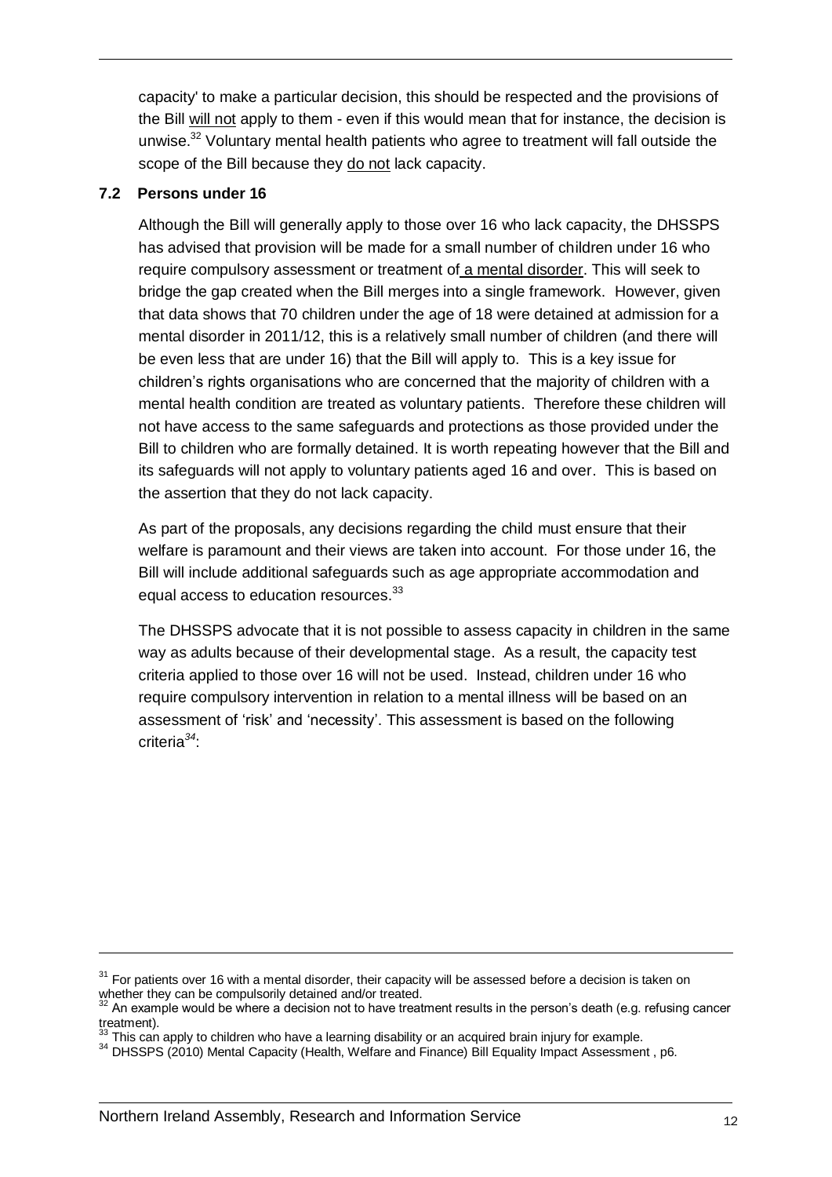capacity' to make a particular decision, this should be respected and the provisions of the Bill will not apply to them - even if this would mean that for instance, the decision is unwise.[32] Voluntary mental health patients who agree to treatment will fall outside the scope of the Bill because they do not lack capacity.

### 7.2 Persons under 16

Although the Bill will generally apply to those over 16 who lack capacity, the DHSSPS has advised that provision will be made for a small number of children under 16 who require compulsory assessment or treatment of a mental disorder. This will seek to bridge the gap created when the Bill merges into a single framework. However, given that data shows that 70 children under the age of 18 were detained at admission for a mental disorder in 2011/12, this is a relatively small number of children (and there will be even less that are under 16) that the Bill will apply to. This is a key issue for children's rights organisations who are concerned that the majority of children with a mental health condition are treated as voluntary patients. Therefore these children will not have access to the same safeguards and protections as those provided under the Bill to children who are formally detained. It is worth repeating however that the Bill and its safeguards will not apply to voluntary patients aged 16 and over. This is based on the assertion that they do not lack capacity.

As part of the proposals, any decisions regarding the child must ensure that their welfare is paramount and their views are taken into account. For those under 16, the Bill will include additional safeguards such as age appropriate accommodation and equal access to education resources.[33]

The DHSSPS advocate that it is not possible to assess capacity in children in the same way as adults because of their developmental stage. As a result, the capacity test criteria applied to those over 16 will not be used. Instead, children under 16 who require compulsory intervention in relation to a mental illness will be based on an assessment of 'risk' and 'necessity'. This assessment is based on the following criteria[34]:

---

[31] For patients over 16 with a mental disorder, their capacity will be assessed before a decision is taken on whether they can be compulsorily detained and/or treated.

[32] An example would be where a decision not to have treatment results in the person's death (e.g. refusing cancer treatment).

[33] This can apply to children who have a learning disability or an acquired brain injury for example.

[34] DHSSPS (2010) Mental Capacity (Health, Welfare and Finance) Bill Equality Impact Assessment , p6.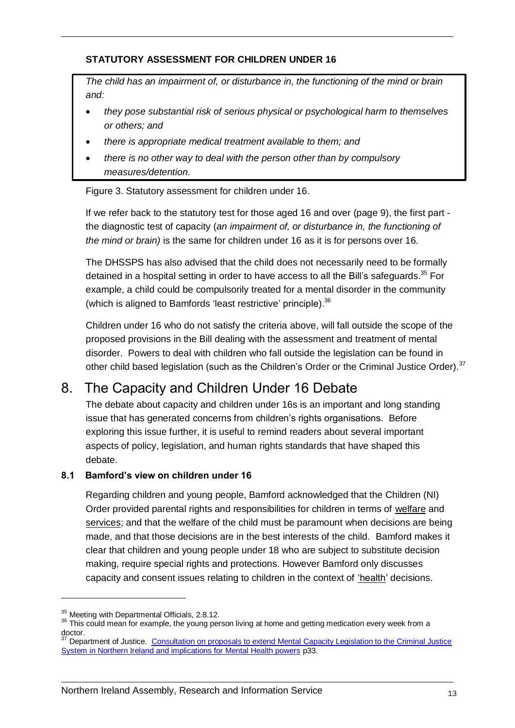**STATUTORY ASSESSMENT FOR CHILDREN UNDER 16**

*The child has an impairment of, or disturbance in, the functioning of the mind or brain and:*

- *they pose substantial risk of serious physical or psychological harm to themselves or others; and*
- *there is appropriate medical treatment available to them; and*
- *there is no other way to deal with the person other than by compulsory measures/detention.*

Figure 3. Statutory assessment for children under 16.

If we refer back to the statutory test for those aged 16 and over (page 9), the first part - the diagnostic test of capacity (*an impairment of, or disturbance in, the functioning of the mind or brain)* is the same for children under 16 as it is for persons over 16.

The DHSSPS has also advised that the child does not necessarily need to be formally detained in a hospital setting in order to have access to all the Bill's safeguards.[35] For example, a child could be compulsorily treated for a mental disorder in the community (which is aligned to Bamfords 'least restrictive' principle).[36]

Children under 16 who do not satisfy the criteria above, will fall outside the scope of the proposed provisions in the Bill dealing with the assessment and treatment of mental disorder. Powers to deal with children who fall outside the legislation can be found in other child based legislation (such as the Children's Order or the Criminal Justice Order).[37]

# 8. The Capacity and Children Under 16 Debate

The debate about capacity and children under 16s is an important and long standing issue that has generated concerns from children's rights organisations. Before exploring this issue further, it is useful to remind readers about several important aspects of policy, legislation, and human rights standards that have shaped this debate.

## 8.1 Bamford's view on children under 16

Regarding children and young people, Bamford acknowledged that the Children (NI) Order provided parental rights and responsibilities for children in terms of welfare and services; and that the welfare of the child must be paramount when decisions are being made, and that those decisions are in the best interests of the child. Bamford makes it clear that children and young people under 18 who are subject to substitute decision making, require special rights and protections. However Bamford only discusses capacity and consent issues relating to children in the context of 'health' decisions.

---

[35] Meeting with Departmental Officials, 2.8.12.

[36] This could mean for example, the young person living at home and getting medication every week from a doctor.

[37] Department of Justice. Consultation on proposals to extend Mental Capacity Legislation to the Criminal Justice System in Northern Ireland and implications for Mental Health powers p33.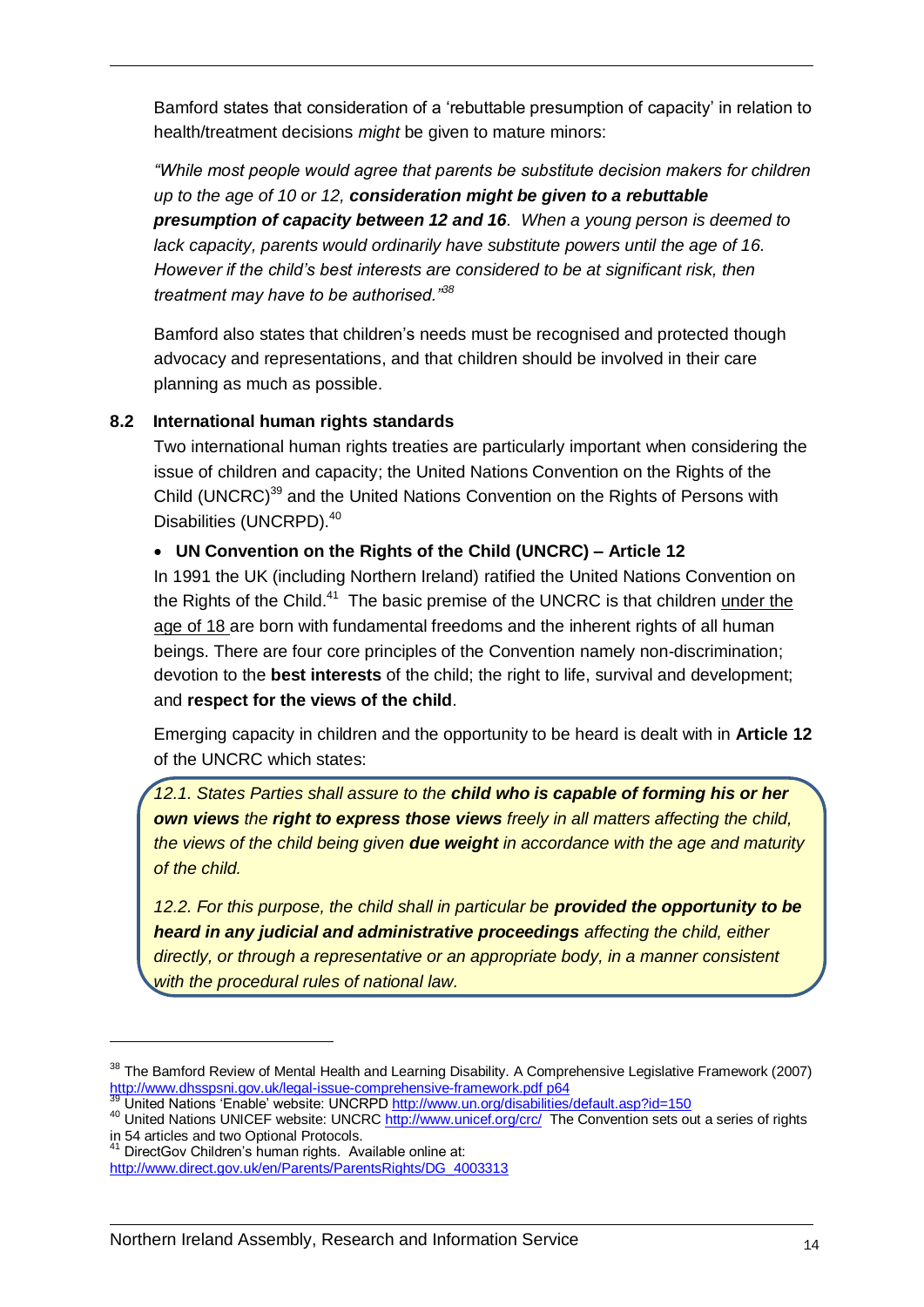Bamford states that consideration of a 'rebuttable presumption of capacity' in relation to health/treatment decisions *might* be given to mature minors:

*"While most people would agree that parents be substitute decision makers for children up to the age of 10 or 12, **consideration might be given to a rebuttable presumption of capacity between 12 and 16**. When a young person is deemed to lack capacity, parents would ordinarily have substitute powers until the age of 16. However if the child's best interests are considered to be at significant risk, then treatment may have to be authorised."*[38]

Bamford also states that children's needs must be recognised and protected though advocacy and representations, and that children should be involved in their care planning as much as possible.

### 8.2 International human rights standards

Two international human rights treaties are particularly important when considering the issue of children and capacity; the United Nations Convention on the Rights of the Child (UNCRC)[39] and the United Nations Convention on the Rights of Persons with Disabilities (UNCRPD).[40]

- **UN Convention on the Rights of the Child (UNCRC) – Article 12**

In 1991 the UK (including Northern Ireland) ratified the United Nations Convention on the Rights of the Child.[41] The basic premise of the UNCRC is that children under the age of 18 are born with fundamental freedoms and the inherent rights of all human beings. There are four core principles of the Convention namely non-discrimination; devotion to the **best interests** of the child; the right to life, survival and development; and **respect for the views of the child**.

Emerging capacity in children and the opportunity to be heard is dealt with in **Article 12** of the UNCRC which states:

> *12.1. States Parties shall assure to the **child who is capable of forming his or her own views** the **right to express those views** freely in all matters affecting the child, the views of the child being given **due weight** in accordance with the age and maturity of the child.*
>
> *12.2. For this purpose, the child shall in particular be **provided the opportunity to be heard in any judicial and administrative proceedings** affecting the child, either directly, or through a representative or an appropriate body, in a manner consistent with the procedural rules of national law.*

---

[38] The Bamford Review of Mental Health and Learning Disability. A Comprehensive Legislative Framework (2007) http://www.dhsspsni.gov.uk/legal-issue-comprehensive-framework.pdf p64

[39] United Nations 'Enable' website: UNCRPD http://www.un.org/disabilities/default.asp?id=150

[40] United Nations UNICEF website: UNCRC http://www.unicef.org/crc/ The Convention sets out a series of rights in 54 articles and two Optional Protocols.

[41] DirectGov Children's human rights. Available online at: http://www.direct.gov.uk/en/Parents/ParentsRights/DG_4003313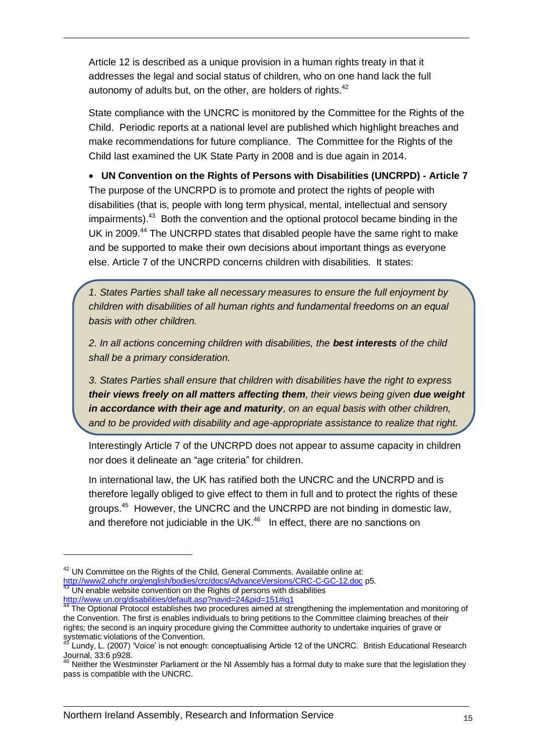Article 12 is described as a unique provision in a human rights treaty in that it addresses the legal and social status of children, who on one hand lack the full autonomy of adults but, on the other, are holders of rights.[42]

State compliance with the UNCRC is monitored by the Committee for the Rights of the Child. Periodic reports at a national level are published which highlight breaches and make recommendations for future compliance. The Committee for the Rights of the Child last examined the UK State Party in 2008 and is due again in 2014.

- **UN Convention on the Rights of Persons with Disabilities (UNCRPD) - Article 7**

The purpose of the UNCRPD is to promote and protect the rights of people with disabilities (that is, people with long term physical, mental, intellectual and sensory impairments).[43] Both the convention and the optional protocol became binding in the UK in 2009.[44] The UNCRPD states that disabled people have the same right to make and be supported to make their own decisions about important things as everyone else. Article 7 of the UNCRPD concerns children with disabilities. It states:

> *1. States Parties shall take all necessary measures to ensure the full enjoyment by children with disabilities of all human rights and fundamental freedoms on an equal basis with other children.*
>
> *2. In all actions concerning children with disabilities, the* ***best interests*** *of the child shall be a primary consideration.*
>
> *3. States Parties shall ensure that children with disabilities have the right to express* ***their views freely on all matters affecting them****, their views being given* ***due weight in accordance with their age and maturity****, on an equal basis with other children, and to be provided with disability and age-appropriate assistance to realize that right.*

Interestingly Article 7 of the UNCRPD does not appear to assume capacity in children nor does it delineate an "age criteria" for children.

In international law, the UK has ratified both the UNCRC and the UNCRPD and is therefore legally obliged to give effect to them in full and to protect the rights of these groups.[45] However, the UNCRC and the UNCRPD are not binding in domestic law, and therefore not judiciable in the UK.[46] In effect, there are no sanctions on

---

[42] UN Committee on the Rights of the Child, General Comments. Available online at: http://www2.ohchr.org/english/bodies/crc/docs/AdvanceVersions/CRC-C-GC-12.doc p5.

[43] UN enable website convention on the Rights of persons with disabilities http://www.un.org/disabilities/default.asp?navid=24&pid=151#iq1

[44] The Optional Protocol establishes two procedures aimed at strengthening the implementation and monitoring of the Convention. The first is enables individuals to bring petitions to the Committee claiming breaches of their rights; the second is an inquiry procedure giving the Committee authority to undertake inquiries of grave or systematic violations of the Convention.

[45] Lundy, L. (2007) 'Voice' is not enough: conceptualising Article 12 of the UNCRC. British Educational Research Journal, 33:6 p928.

[46] Neither the Westminster Parliament or the NI Assembly has a formal duty to make sure that the legislation they pass is compatible with the UNCRC.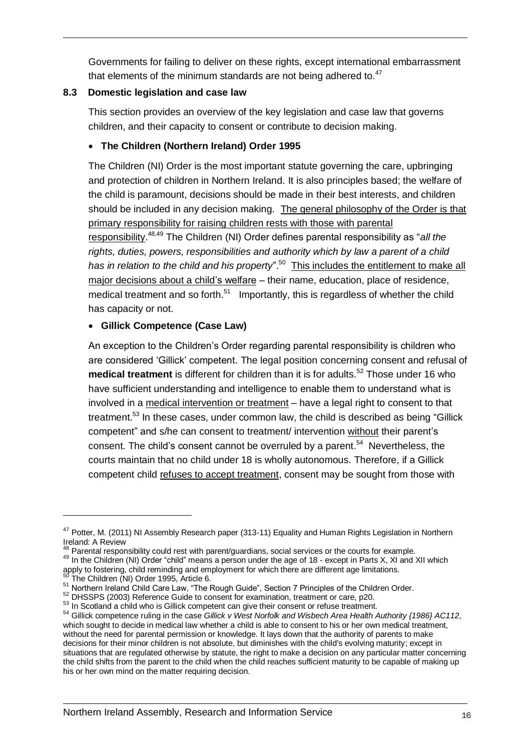Governments for failing to deliver on these rights, except international embarrassment that elements of the minimum standards are not being adhered to.[47]

### 8.3 Domestic legislation and case law

This section provides an overview of the key legislation and case law that governs children, and their capacity to consent or contribute to decision making.

- **The Children (Northern Ireland) Order 1995**

The Children (NI) Order is the most important statute governing the care, upbringing and protection of children in Northern Ireland. It is also principles based; the welfare of the child is paramount, decisions should be made in their best interests, and children should be included in any decision making. <u>The general philosophy of the Order is that primary responsibility for raising children rests with those with parental responsibility</u>.[48,49] The Children (NI) Order defines parental responsibility as "*all the rights, duties, powers, responsibilities and authority which by law a parent of a child has in relation to the child and his property*".[50] <u>This includes the entitlement to make all major decisions about a child's welfare</u> – their name, education, place of residence, medical treatment and so forth.[51] Importantly, this is regardless of whether the child has capacity or not.

- **Gillick Competence (Case Law)**

An exception to the Children's Order regarding parental responsibility is children who are considered 'Gillick' competent. The legal position concerning consent and refusal of **medical treatment** is different for children than it is for adults.[52] Those under 16 who have sufficient understanding and intelligence to enable them to understand what is involved in a <u>medical intervention or treatment</u> – have a legal right to consent to that treatment.[53] In these cases, under common law, the child is described as being "Gillick competent" and s/he can consent to treatment/ intervention <u>without</u> their parent's consent. The child's consent cannot be overruled by a parent.[54] Nevertheless, the courts maintain that no child under 18 is wholly autonomous. Therefore, if a Gillick competent child <u>refuses to accept treatment</u>, consent may be sought from those with

---

[47] Potter, M. (2011) NI Assembly Research paper (313-11) Equality and Human Rights Legislation in Northern Ireland: A Review

[48] Parental responsibility could rest with parent/guardians, social services or the courts for example.

[49] In the Children (NI) Order "child" means a person under the age of 18 - except in Parts X, XI and XII which apply to fostering, child reminding and employment for which there are different age limitations.

[50] The Children (NI) Order 1995, Article 6.

[51] Northern Ireland Child Care Law, "The Rough Guide", Section 7 Principles of the Children Order.

[52] DHSSPS (2003) Reference Guide to consent for examination, treatment or care, p20.

[53] In Scotland a child who is Gillick competent can give their consent or refuse treatment.

[54] Gillick competence ruling in the case *Gillick v West Norfolk and Wisbech Area Health Authority {1986} AC112*, which sought to decide in medical law whether a child is able to consent to his or her own medical treatment, without the need for parental permission or knowledge. It lays down that the authority of parents to make decisions for their minor children is not absolute, but diminishes with the child's evolving maturity; except in situations that are regulated otherwise by statute, the right to make a decision on any particular matter concerning the child shifts from the parent to the child when the child reaches sufficient maturity to be capable of making up his or her own mind on the matter requiring decision.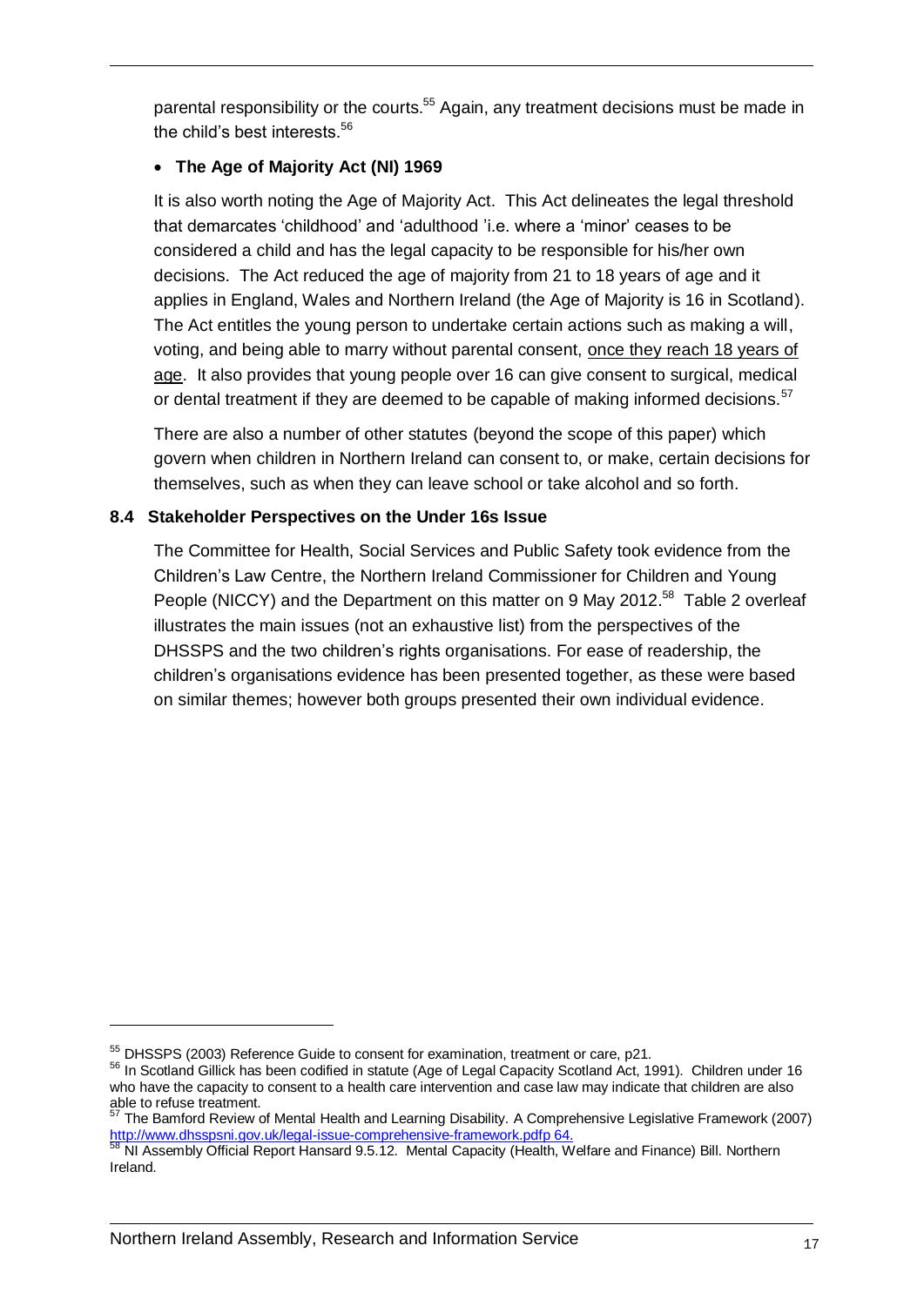parental responsibility or the courts.[55] Again, any treatment decisions must be made in the child's best interests.[56]

- **The Age of Majority Act (NI) 1969**

It is also worth noting the Age of Majority Act. This Act delineates the legal threshold that demarcates 'childhood' and 'adulthood 'i.e. where a 'minor' ceases to be considered a child and has the legal capacity to be responsible for his/her own decisions. The Act reduced the age of majority from 21 to 18 years of age and it applies in England, Wales and Northern Ireland (the Age of Majority is 16 in Scotland). The Act entitles the young person to undertake certain actions such as making a will, voting, and being able to marry without parental consent, <u>once they reach 18 years of age</u>. It also provides that young people over 16 can give consent to surgical, medical or dental treatment if they are deemed to be capable of making informed decisions.[57]

There are also a number of other statutes (beyond the scope of this paper) which govern when children in Northern Ireland can consent to, or make, certain decisions for themselves, such as when they can leave school or take alcohol and so forth.

### 8.4 Stakeholder Perspectives on the Under 16s Issue

The Committee for Health, Social Services and Public Safety took evidence from the Children's Law Centre, the Northern Ireland Commissioner for Children and Young People (NICCY) and the Department on this matter on 9 May 2012.[58] Table 2 overleaf illustrates the main issues (not an exhaustive list) from the perspectives of the DHSSPS and the two children's rights organisations. For ease of readership, the children's organisations evidence has been presented together, as these were based on similar themes; however both groups presented their own individual evidence.

---

[55] DHSSPS (2003) Reference Guide to consent for examination, treatment or care, p21.

[56] In Scotland Gillick has been codified in statute (Age of Legal Capacity Scotland Act, 1991). Children under 16 who have the capacity to consent to a health care intervention and case law may indicate that children are also able to refuse treatment.

[57] The Bamford Review of Mental Health and Learning Disability. A Comprehensive Legislative Framework (2007) http://www.dhsspsni.gov.uk/legal-issue-comprehensive-framework.pdfp 64.

[58] NI Assembly Official Report Hansard 9.5.12. Mental Capacity (Health, Welfare and Finance) Bill. Northern Ireland.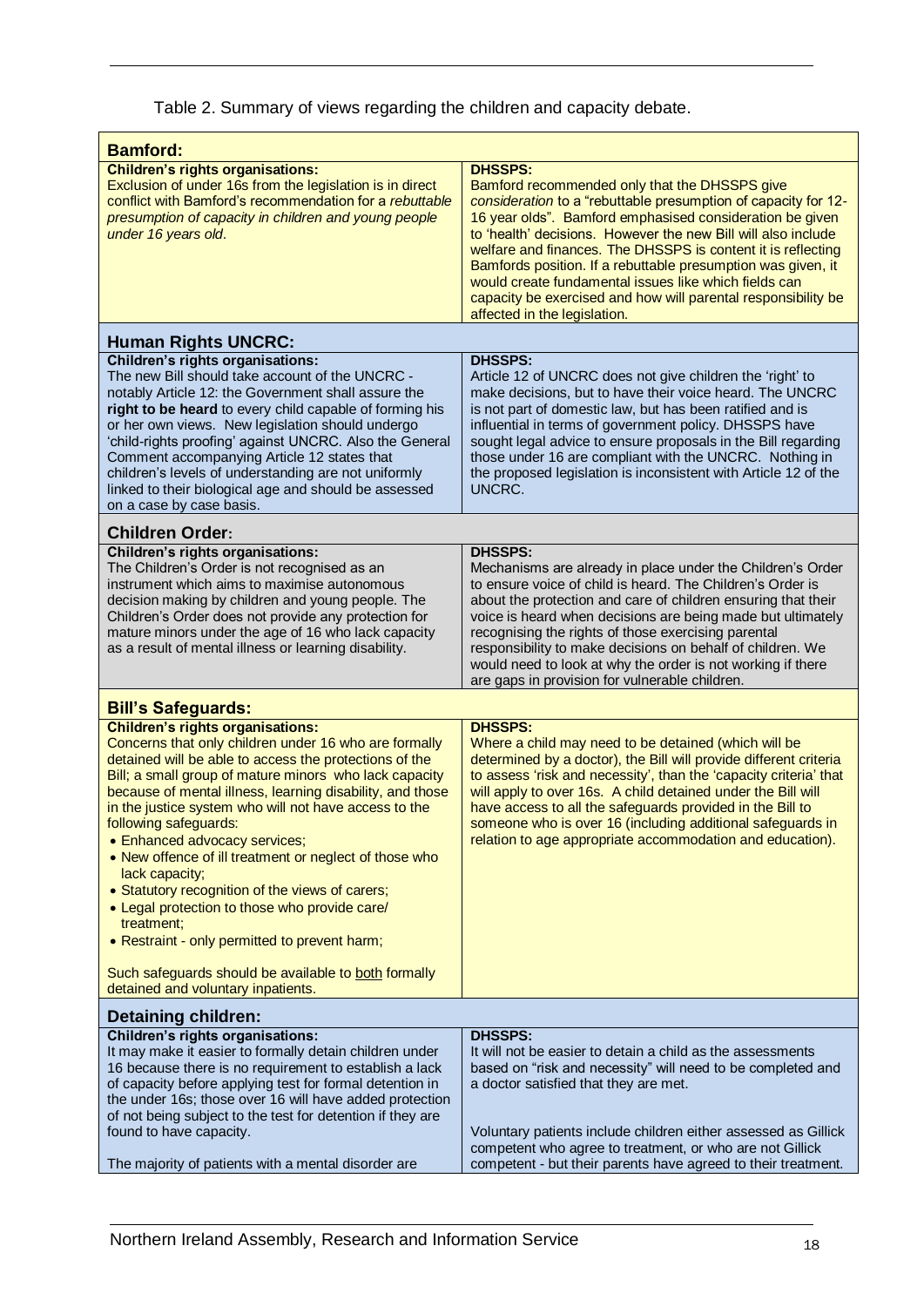Table 2. Summary of views regarding the children and capacity debate.

| Children's rights organisations | DHSSPS |
|---|---|
| **Bamford:** | |
| **Children's rights organisations:** Exclusion of under 16s from the legislation is in direct conflict with Bamford's recommendation for a *rebuttable presumption of capacity in children and young people under 16 years old*. | **DHSSPS:** Bamford recommended only that the DHSSPS give *consideration* to a "rebuttable presumption of capacity for 12-16 year olds". Bamford emphasised consideration be given to 'health' decisions. However the new Bill will also include welfare and finances. The DHSSPS is content it is reflecting Bamfords position. If a rebuttable presumption was given, it would create fundamental issues like which fields can capacity be exercised and how will parental responsibility be affected in the legislation. |
| **Human Rights UNCRC:** | |
| **Children's rights organisations:** The new Bill should take account of the UNCRC - notably Article 12: the Government shall assure the **right to be heard** to every child capable of forming his or her own views. New legislation should undergo 'child-rights proofing' against UNCRC. Also the General Comment accompanying Article 12 states that children's levels of understanding are not uniformly linked to their biological age and should be assessed on a case by case basis. | **DHSSPS:** Article 12 of UNCRC does not give children the 'right' to make decisions, but to have their voice heard. The UNCRC is not part of domestic law, but has been ratified and is influential in terms of government policy. DHSSPS have sought legal advice to ensure proposals in the Bill regarding those under 16 are compliant with the UNCRC. Nothing in the proposed legislation is inconsistent with Article 12 of the UNCRC. |
| **Children Order:** | |
| **Children's rights organisations:** The Children's Order is not recognised as an instrument which aims to maximise autonomous decision making by children and young people. The Children's Order does not provide any protection for mature minors under the age of 16 who lack capacity as a result of mental illness or learning disability. | **DHSSPS:** Mechanisms are already in place under the Children's Order to ensure voice of child is heard. The Children's Order is about the protection and care of children ensuring that their voice is heard when decisions are being made but ultimately recognising the rights of those exercising parental responsibility to make decisions on behalf of children. We would need to look at why the order is not working if there are gaps in provision for vulnerable children. |
| **Bill's Safeguards:** | |
| **Children's rights organisations:** Concerns that only children under 16 who are formally detained will be able to access the protections of the Bill; a small group of mature minors who lack capacity because of mental illness, learning disability, and those in the justice system who will not have access to the following safeguards:<br>• Enhanced advocacy services;<br>• New offence of ill treatment or neglect of those who lack capacity;<br>• Statutory recognition of the views of carers;<br>• Legal protection to those who provide care/ treatment;<br>• Restraint - only permitted to prevent harm;<br><br>Such safeguards should be available to both formally detained and voluntary inpatients. | **DHSSPS:** Where a child may need to be detained (which will be determined by a doctor), the Bill will provide different criteria to assess 'risk and necessity', than the 'capacity criteria' that will apply to over 16s. A child detained under the Bill will have access to all the safeguards provided in the Bill to someone who is over 16 (including additional safeguards in relation to age appropriate accommodation and education). |
| **Detaining children:** | |
| **Children's rights organisations:** It may make it easier to formally detain children under 16 because there is no requirement to establish a lack of capacity before applying test for formal detention in the under 16s; those over 16 will have added protection of not being subject to the test for detention if they are found to have capacity.<br><br>The majority of patients with a mental disorder are | **DHSSPS:** It will not be easier to detain a child as the assessments based on "risk and necessity" will need to be completed and a doctor satisfied that they are met.<br><br>Voluntary patients include children either assessed as Gillick competent who agree to treatment, or who are not Gillick competent - but their parents have agreed to their treatment. |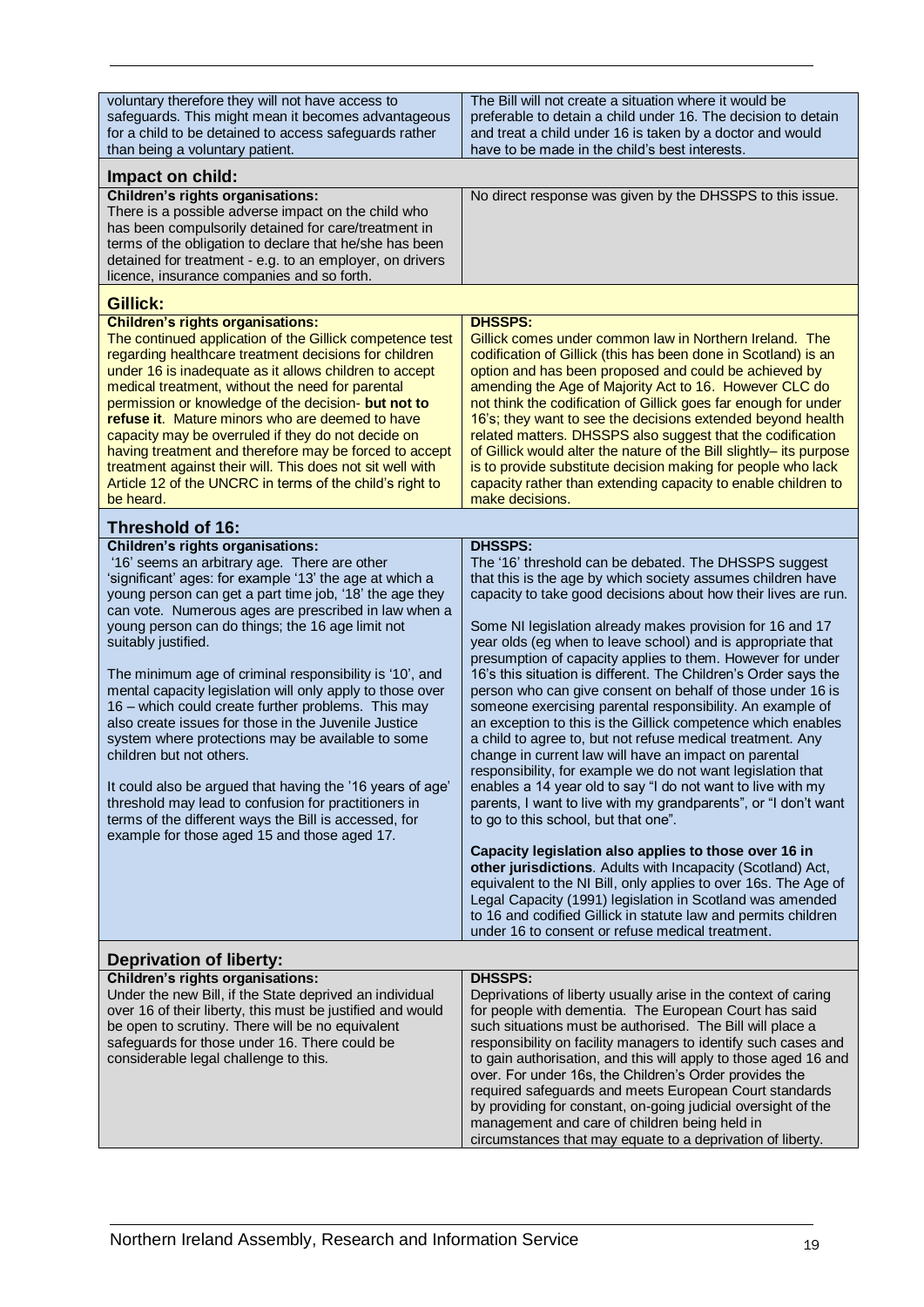| | |
|---|---|
| voluntary therefore they will not have access to safeguards. This might mean it becomes advantageous for a child to be detained to access safeguards rather than being a voluntary patient. | The Bill will not create a situation where it would be preferable to detain a child under 16. The decision to detain and treat a child under 16 is taken by a doctor and would have to be made in the child's best interests. |
| **Impact on child:** | |
| **Children's rights organisations:** There is a possible adverse impact on the child who has been compulsorily detained for care/treatment in terms of the obligation to declare that he/she has been detained for treatment - e.g. to an employer, on drivers licence, insurance companies and so forth. | No direct response was given by the DHSSPS to this issue. |
| **Gillick:** | |
| **Children's rights organisations:** The continued application of the Gillick competence test regarding healthcare treatment decisions for children under 16 is inadequate as it allows children to accept medical treatment, without the need for parental permission or knowledge of the decision- **but not to refuse it**. Mature minors who are deemed to have capacity may be overruled if they do not decide on having treatment and therefore may be forced to accept treatment against their will. This does not sit well with Article 12 of the UNCRC in terms of the child's right to be heard. | **DHSSPS:** Gillick comes under common law in Northern Ireland. The codification of Gillick (this has been done in Scotland) is an option and has been proposed and could be achieved by amending the Age of Majority Act to 16. However CLC do not think the codification of Gillick goes far enough for under 16's; they want to see the decisions extended beyond health related matters. DHSSPS also suggest that the codification of Gillick would alter the nature of the Bill slightly– its purpose is to provide substitute decision making for people who lack capacity rather than extending capacity to enable children to make decisions. |
| **Threshold of 16:** | |
| **Children's rights organisations:** '16' seems an arbitrary age. There are other 'significant' ages: for example '13' the age at which a young person can get a part time job, '18' the age they can vote. Numerous ages are prescribed in law when a young person can do things; the 16 age limit not suitably justified.<br><br>The minimum age of criminal responsibility is '10', and mental capacity legislation will only apply to those over 16 – which could create further problems. This may also create issues for those in the Juvenile Justice system where protections may be available to some children but not others.<br><br>It could also be argued that having the '16 years of age' threshold may lead to confusion for practitioners in terms of the different ways the Bill is accessed, for example for those aged 15 and those aged 17. | **DHSSPS:** The '16' threshold can be debated. The DHSSPS suggest that this is the age by which society assumes children have capacity to take good decisions about how their lives are run.<br><br>Some NI legislation already makes provision for 16 and 17 year olds (eg when to leave school) and is appropriate that presumption of capacity applies to them. However for under 16's this situation is different. The Children's Order says the person who can give consent on behalf of those under 16 is someone exercising parental responsibility. An example of an exception to this is the Gillick competence which enables a child to agree to, but not refuse medical treatment. Any change in current law will have an impact on parental responsibility, for example we do not want legislation that enables a 14 year old to say "I do not want to live with my parents, I want to live with my grandparents", or "I don't want to go to this school, but that one".<br><br>**Capacity legislation also applies to those over 16 in other jurisdictions**. Adults with Incapacity (Scotland) Act, equivalent to the NI Bill, only applies to over 16s. The Age of Legal Capacity (1991) legislation in Scotland was amended to 16 and codified Gillick in statute law and permits children under 16 to consent or refuse medical treatment. |
| **Deprivation of liberty:** | |
| **Children's rights organisations:** Under the new Bill, if the State deprived an individual over 16 of their liberty, this must be justified and would be open to scrutiny. There will be no equivalent safeguards for those under 16. There could be considerable legal challenge to this. | **DHSSPS:** Deprivations of liberty usually arise in the context of caring for people with dementia. The European Court has said such situations must be authorised. The Bill will place a responsibility on facility managers to identify such cases and to gain authorisation, and this will apply to those aged 16 and over. For under 16s, the Children's Order provides the required safeguards and meets European Court standards by providing for constant, on-going judicial oversight of the management and care of children being held in circumstances that may equate to a deprivation of liberty. |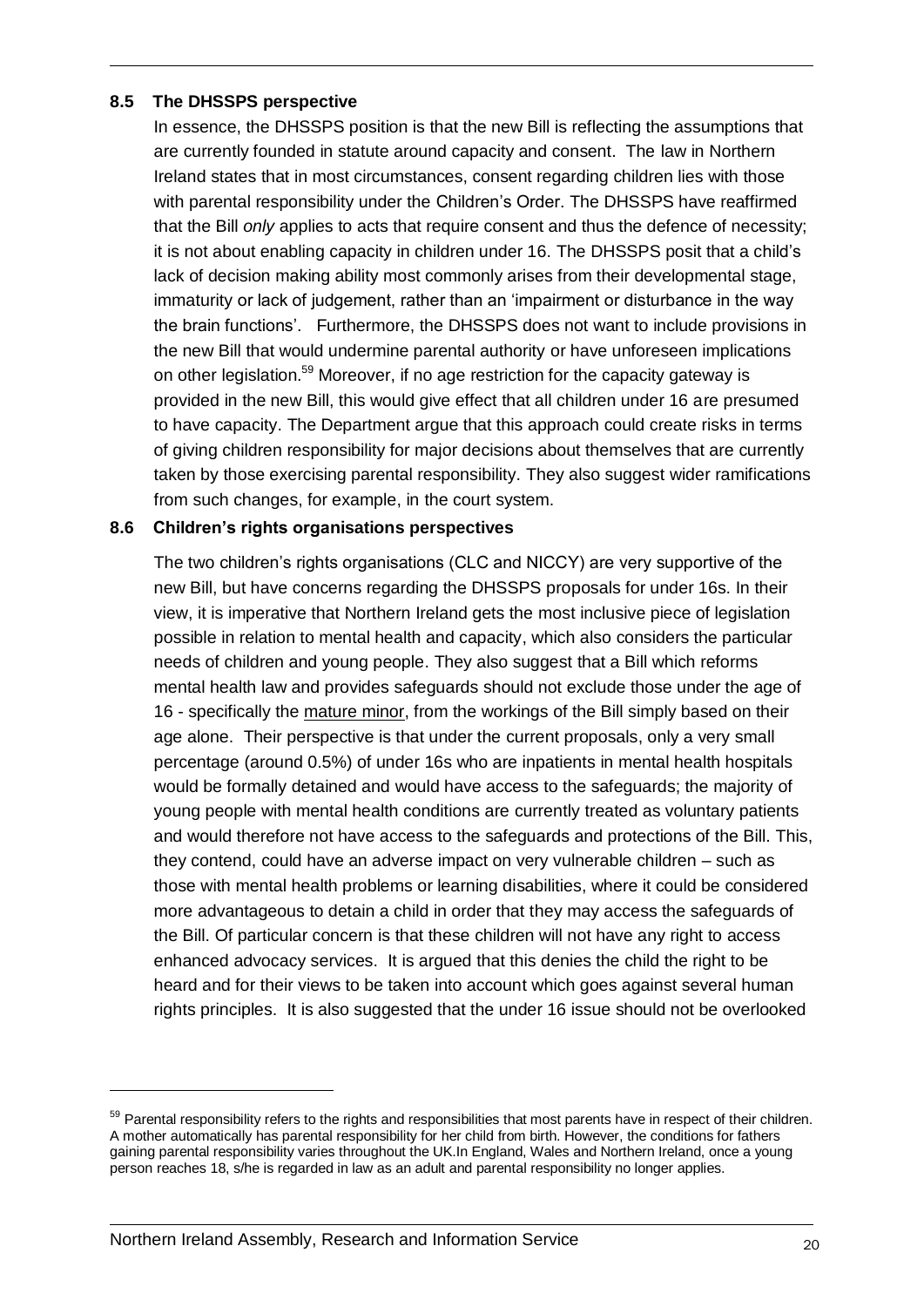### 8.5 The DHSSPS perspective

In essence, the DHSSPS position is that the new Bill is reflecting the assumptions that are currently founded in statute around capacity and consent. The law in Northern Ireland states that in most circumstances, consent regarding children lies with those with parental responsibility under the Children's Order. The DHSSPS have reaffirmed that the Bill *only* applies to acts that require consent and thus the defence of necessity; it is not about enabling capacity in children under 16. The DHSSPS posit that a child's lack of decision making ability most commonly arises from their developmental stage, immaturity or lack of judgement, rather than an 'impairment or disturbance in the way the brain functions'. Furthermore, the DHSSPS does not want to include provisions in the new Bill that would undermine parental authority or have unforeseen implications on other legislation.[59] Moreover, if no age restriction for the capacity gateway is provided in the new Bill, this would give effect that all children under 16 are presumed to have capacity. The Department argue that this approach could create risks in terms of giving children responsibility for major decisions about themselves that are currently taken by those exercising parental responsibility. They also suggest wider ramifications from such changes, for example, in the court system.

### 8.6 Children's rights organisations perspectives

The two children's rights organisations (CLC and NICCY) are very supportive of the new Bill, but have concerns regarding the DHSSPS proposals for under 16s. In their view, it is imperative that Northern Ireland gets the most inclusive piece of legislation possible in relation to mental health and capacity, which also considers the particular needs of children and young people. They also suggest that a Bill which reforms mental health law and provides safeguards should not exclude those under the age of 16 - specifically the mature minor, from the workings of the Bill simply based on their age alone. Their perspective is that under the current proposals, only a very small percentage (around 0.5%) of under 16s who are inpatients in mental health hospitals would be formally detained and would have access to the safeguards; the majority of young people with mental health conditions are currently treated as voluntary patients and would therefore not have access to the safeguards and protections of the Bill. This, they contend, could have an adverse impact on very vulnerable children – such as those with mental health problems or learning disabilities, where it could be considered more advantageous to detain a child in order that they may access the safeguards of the Bill. Of particular concern is that these children will not have any right to access enhanced advocacy services. It is argued that this denies the child the right to be heard and for their views to be taken into account which goes against several human rights principles. It is also suggested that the under 16 issue should not be overlooked

---

[59] Parental responsibility refers to the rights and responsibilities that most parents have in respect of their children. A mother automatically has parental responsibility for her child from birth. However, the conditions for fathers gaining parental responsibility varies throughout the UK.In England, Wales and Northern Ireland, once a young person reaches 18, s/he is regarded in law as an adult and parental responsibility no longer applies.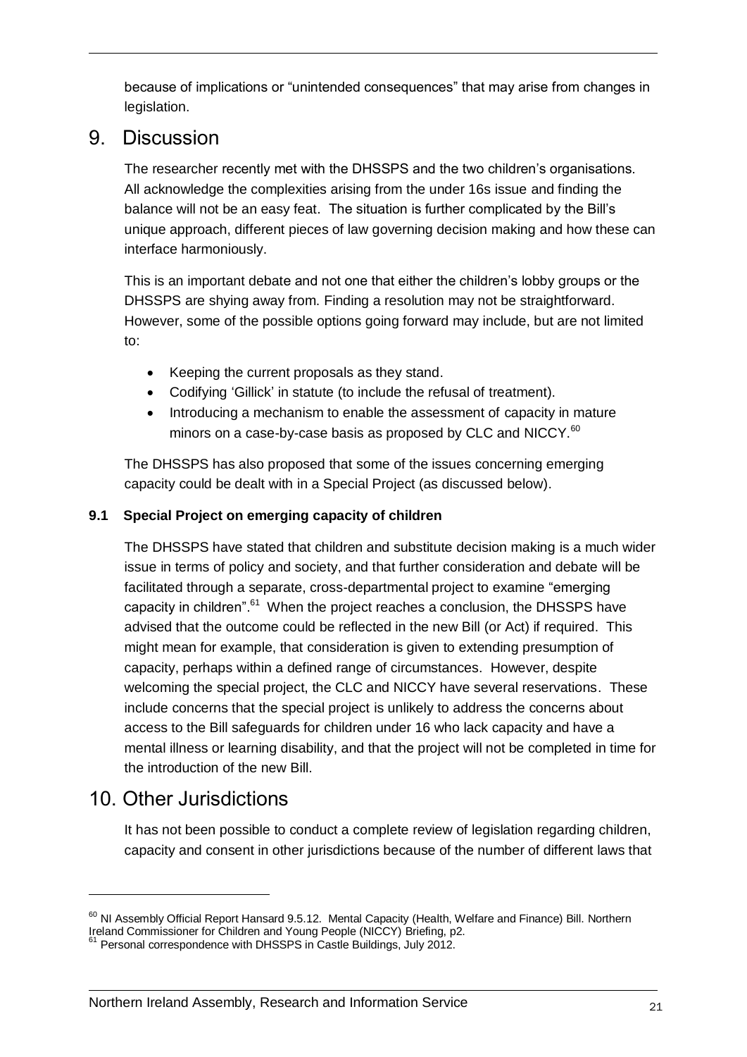because of implications or "unintended consequences" that may arise from changes in legislation.

# 9. Discussion

The researcher recently met with the DHSSPS and the two children's organisations. All acknowledge the complexities arising from the under 16s issue and finding the balance will not be an easy feat. The situation is further complicated by the Bill's unique approach, different pieces of law governing decision making and how these can interface harmoniously.

This is an important debate and not one that either the children's lobby groups or the DHSSPS are shying away from. Finding a resolution may not be straightforward. However, some of the possible options going forward may include, but are not limited to:

- Keeping the current proposals as they stand.
- Codifying 'Gillick' in statute (to include the refusal of treatment).
- Introducing a mechanism to enable the assessment of capacity in mature minors on a case-by-case basis as proposed by CLC and NICCY.[60]

The DHSSPS has also proposed that some of the issues concerning emerging capacity could be dealt with in a Special Project (as discussed below).

### 9.1 Special Project on emerging capacity of children

The DHSSPS have stated that children and substitute decision making is a much wider issue in terms of policy and society, and that further consideration and debate will be facilitated through a separate, cross-departmental project to examine "emerging capacity in children".[61] When the project reaches a conclusion, the DHSSPS have advised that the outcome could be reflected in the new Bill (or Act) if required. This might mean for example, that consideration is given to extending presumption of capacity, perhaps within a defined range of circumstances. However, despite welcoming the special project, the CLC and NICCY have several reservations. These include concerns that the special project is unlikely to address the concerns about access to the Bill safeguards for children under 16 who lack capacity and have a mental illness or learning disability, and that the project will not be completed in time for the introduction of the new Bill.

# 10. Other Jurisdictions

It has not been possible to conduct a complete review of legislation regarding children, capacity and consent in other jurisdictions because of the number of different laws that

---

[60] NI Assembly Official Report Hansard 9.5.12. Mental Capacity (Health, Welfare and Finance) Bill. Northern Ireland Commissioner for Children and Young People (NICCY) Briefing, p2.

[61] Personal correspondence with DHSSPS in Castle Buildings, July 2012.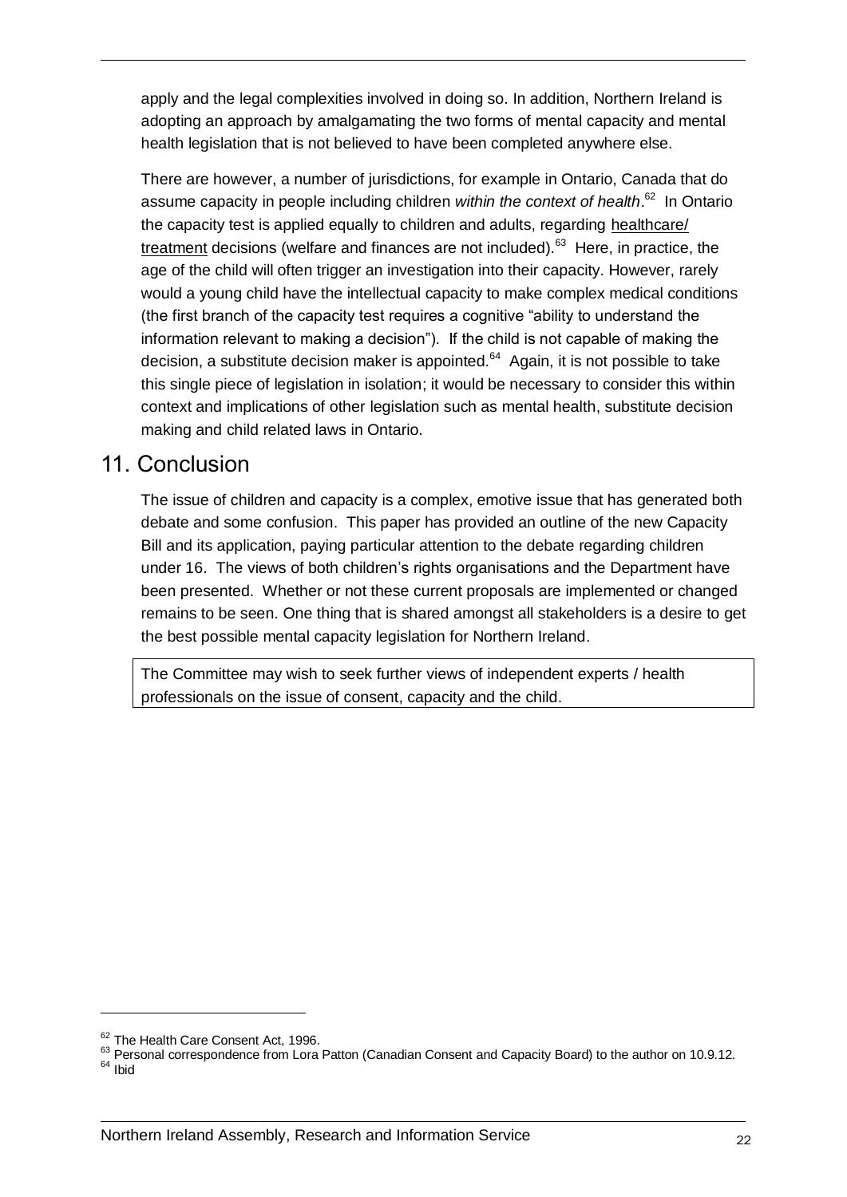apply and the legal complexities involved in doing so. In addition, Northern Ireland is adopting an approach by amalgamating the two forms of mental capacity and mental health legislation that is not believed to have been completed anywhere else.

There are however, a number of jurisdictions, for example in Ontario, Canada that do assume capacity in people including children *within the context of health*.[62] In Ontario the capacity test is applied equally to children and adults, regarding healthcare/ treatment decisions (welfare and finances are not included).[63] Here, in practice, the age of the child will often trigger an investigation into their capacity. However, rarely would a young child have the intellectual capacity to make complex medical conditions (the first branch of the capacity test requires a cognitive "ability to understand the information relevant to making a decision"). If the child is not capable of making the decision, a substitute decision maker is appointed.[64] Again, it is not possible to take this single piece of legislation in isolation; it would be necessary to consider this within context and implications of other legislation such as mental health, substitute decision making and child related laws in Ontario.

## 11. Conclusion

The issue of children and capacity is a complex, emotive issue that has generated both debate and some confusion. This paper has provided an outline of the new Capacity Bill and its application, paying particular attention to the debate regarding children under 16. The views of both children's rights organisations and the Department have been presented. Whether or not these current proposals are implemented or changed remains to be seen. One thing that is shared amongst all stakeholders is a desire to get the best possible mental capacity legislation for Northern Ireland.

The Committee may wish to seek further views of independent experts / health professionals on the issue of consent, capacity and the child.

---

[62] The Health Care Consent Act, 1996.

[63] Personal correspondence from Lora Patton (Canadian Consent and Capacity Board) to the author on 10.9.12.

[64] Ibid